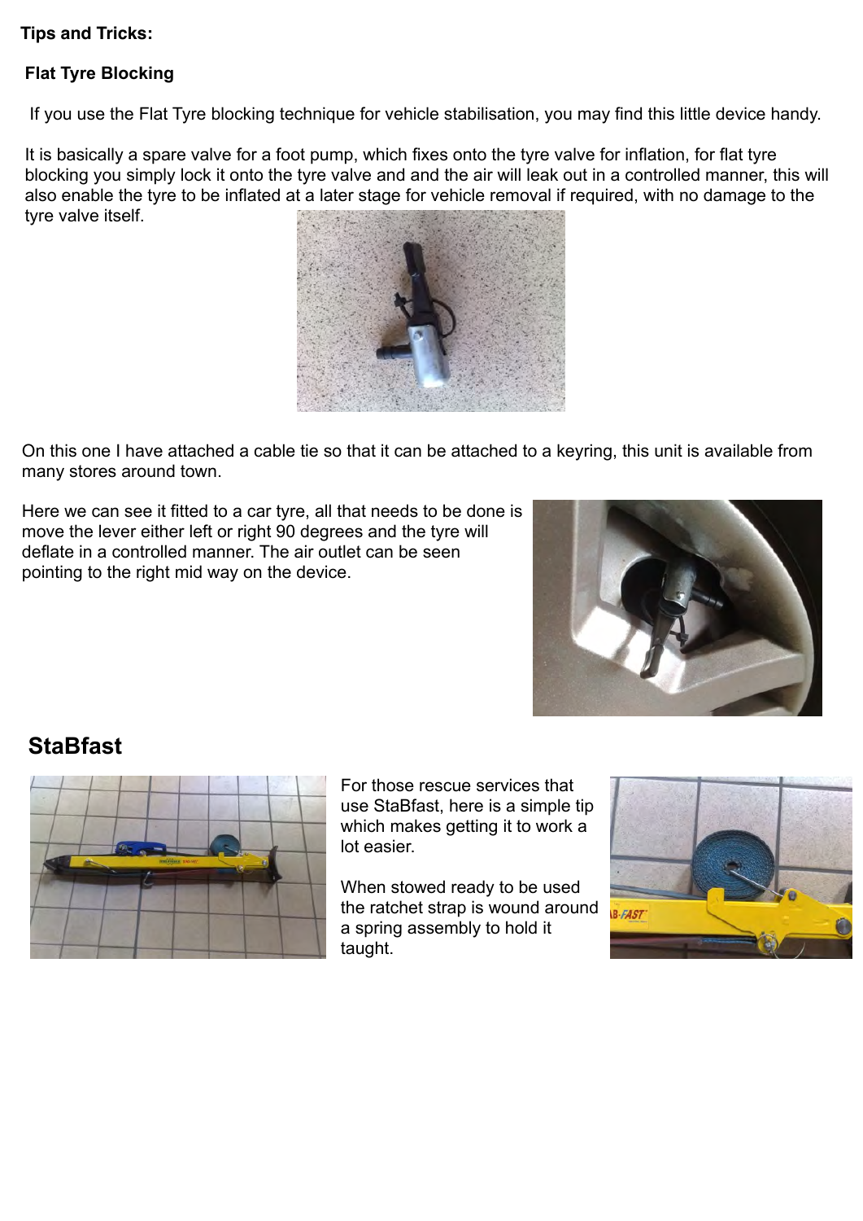**Tips and Tricks:**

**Flat Tyre Blocking**

If you use the Flat Tyre blocking technique for vehicle stabilisation, you may find this little device handy.

It is basically a spare valve for a foot pump, which fixes onto the tyre valve for inflation, for flat tyre blocking you simply lock it onto the tyre valve and and the air will leak out in a controlled manner, this will also enable the tyre to be inflated at a later stage for vehicle removal if required, with no damage to the tyre valve itself.

On this one I have attached a cable tie so that it can be attached to a keyring, this unit is available from many stores around town.

Here we can see it fitted to a car tyre, all that needs to be done is move the lever either left or right 90 degrees and the tyre will deflate in a controlled manner. The air outlet can be seen pointing to the right mid way on the device.

## StaBfast

For those rescue services that use StaBfast, here is a simple tip which makes getting it to work a lot easier.

When stowed ready to be used the ratchet strap is wound around a spring assembly to hold it taught.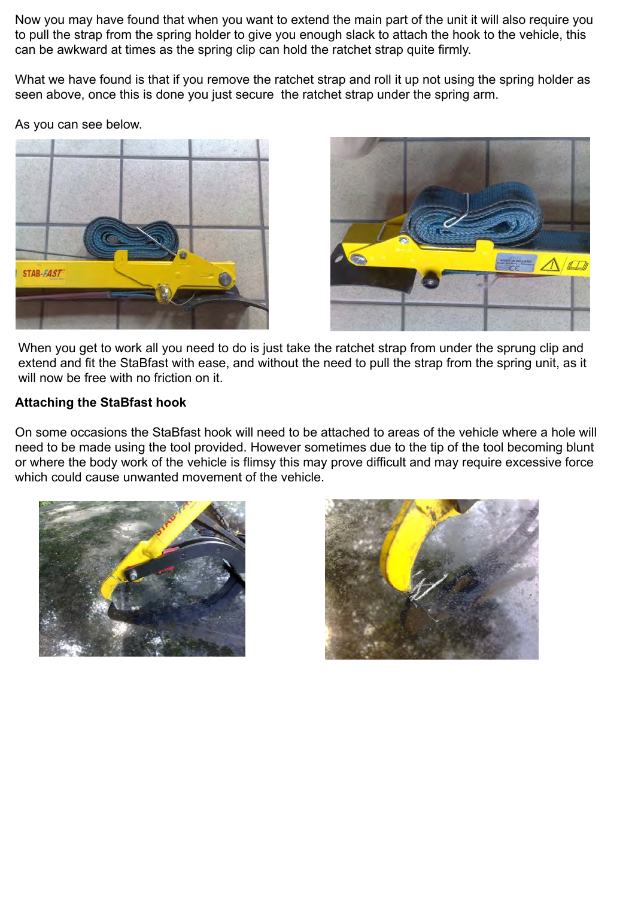Now you may have found that when you want to extend the main part of the unit it will also require you to pull the strap from the spring holder to give you enough slack to attach the hook to the vehicle, this can be awkward at times as the spring clip can hold the ratchet strap quite firmly.

What we have found is that if you remove the ratchet strap and roll it up not using the spring holder as seen above, once this is done you just secure  the ratchet strap under the spring arm.

As you can see below.

When you get to work all you need to do is just take the ratchet strap from under the sprung clip and extend and fit the StaBfast with ease, and without the need to pull the strap from the spring unit, as it will now be free with no friction on it.

**Attaching the StaBfast hook**

On some occasions the StaBfast hook will need to be attached to areas of the vehicle where a hole will need to be made using the tool provided. However sometimes due to the tip of the tool becoming blunt or where the body work of the vehicle is flimsy this may prove difficult and may require excessive force which could cause unwanted movement of the vehicle.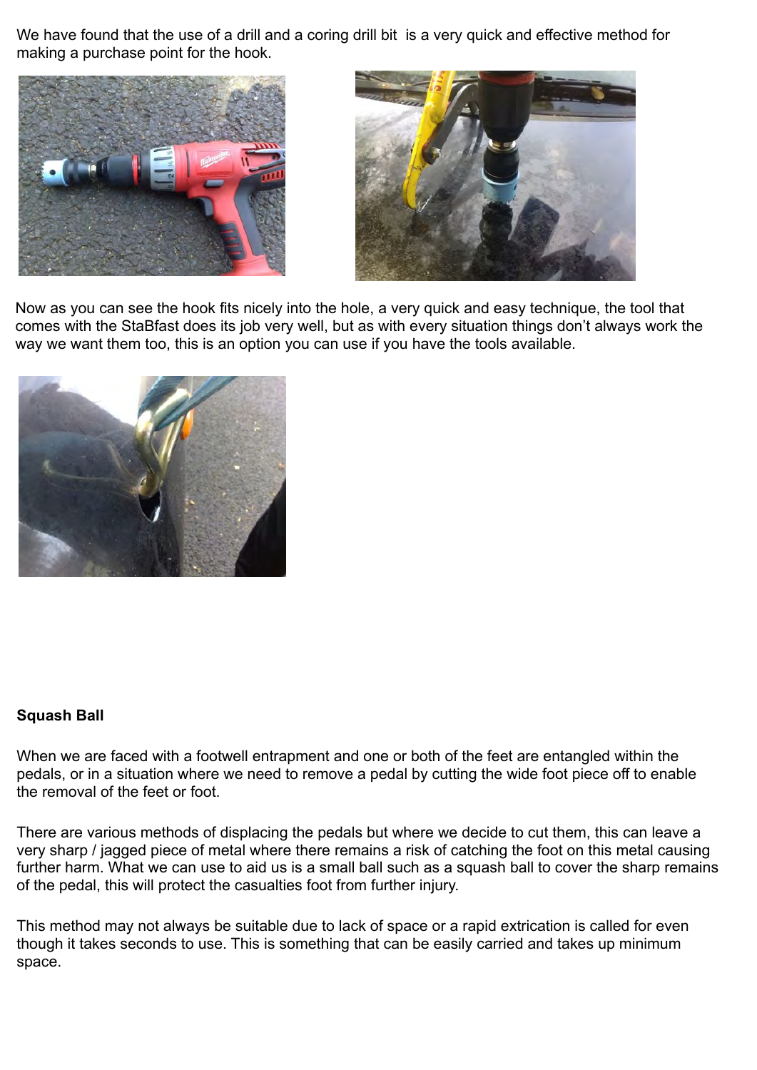We have found that the use of a drill and a coring drill bit is a very quick and effective method for making a purchase point for the hook.

Now as you can see the hook fits nicely into the hole, a very quick and easy technique, the tool that comes with the StaBfast does its job very well, but as with every situation things don't always work the way we want them too, this is an option you can use if you have the tools available.

**Squash Ball**

When we are faced with a footwell entrapment and one or both of the feet are entangled within the pedals, or in a situation where we need to remove a pedal by cutting the wide foot piece off to enable the removal of the feet or foot.

There are various methods of displacing the pedals but where we decide to cut them, this can leave a very sharp / jagged piece of metal where there remains a risk of catching the foot on this metal causing further harm. What we can use to aid us is a small ball such as a squash ball to cover the sharp remains of the pedal, this will protect the casualties foot from further injury.

This method may not always be suitable due to lack of space or a rapid extrication is called for even though it takes seconds to use. This is something that can be easily carried and takes up minimum space.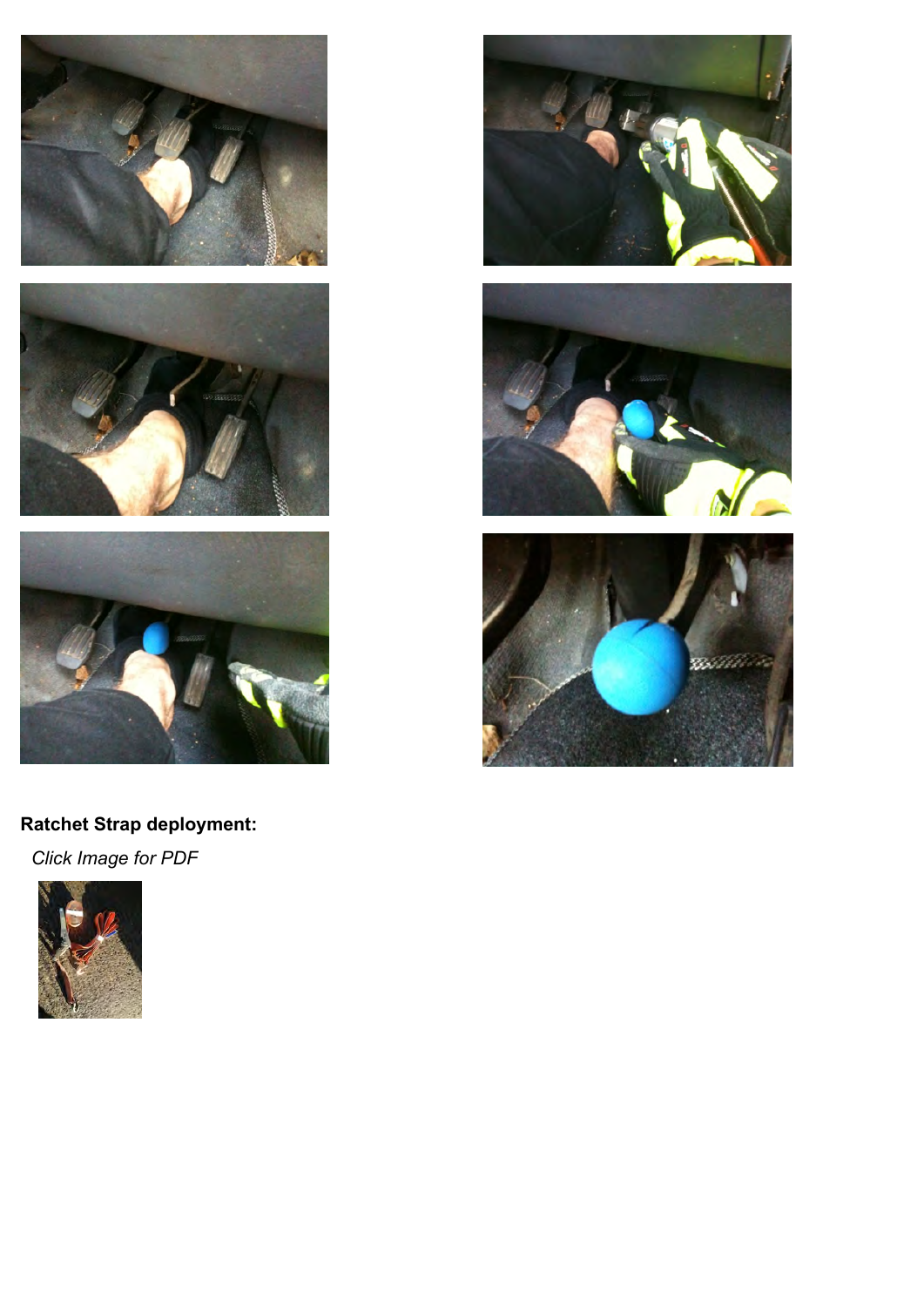**Ratchet Strap deployment:**

*Click Image for PDF*